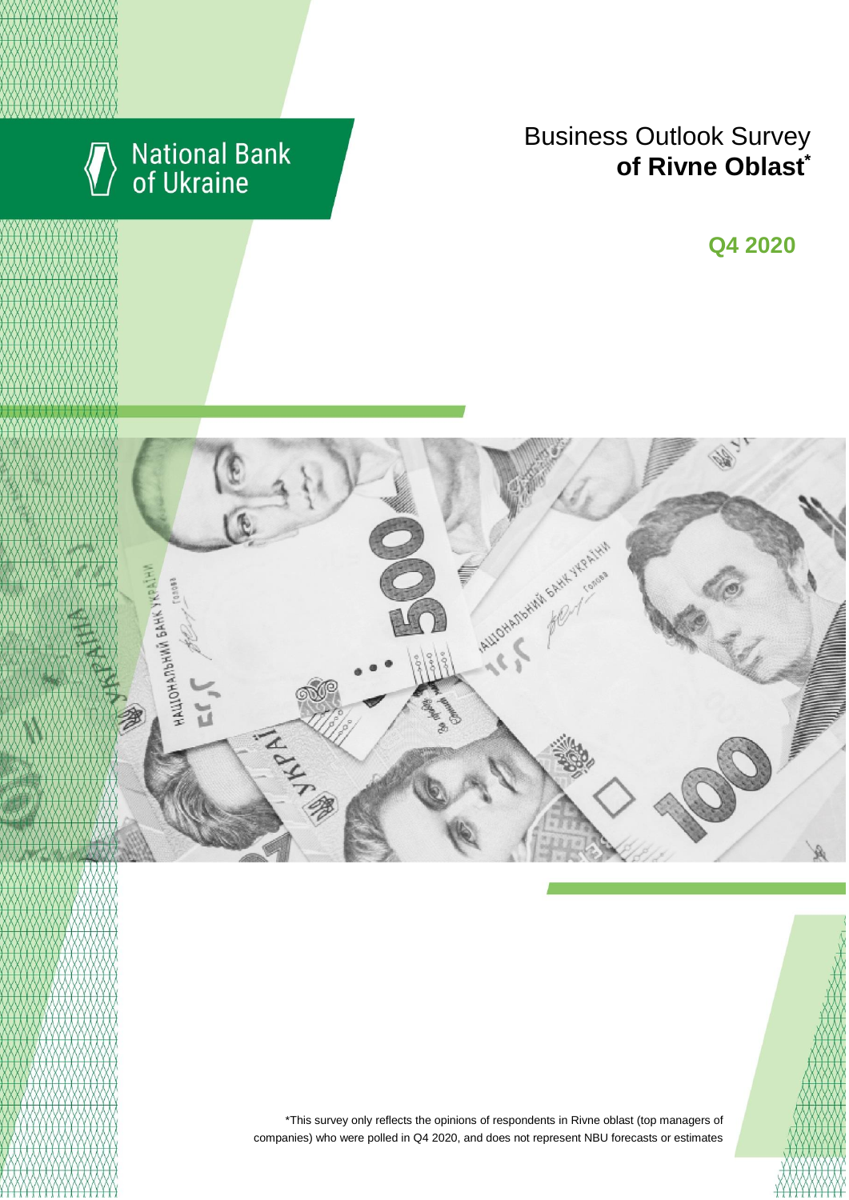National Bank of Ukraine

# Business Outlook Survey **of Rivne Oblast***

## Q4 2020

*This survey only reflects the opinions of respondents in Rivne oblast (top managers of companies) who were polled in Q4 2020, and does not represent NBU forecasts or estimates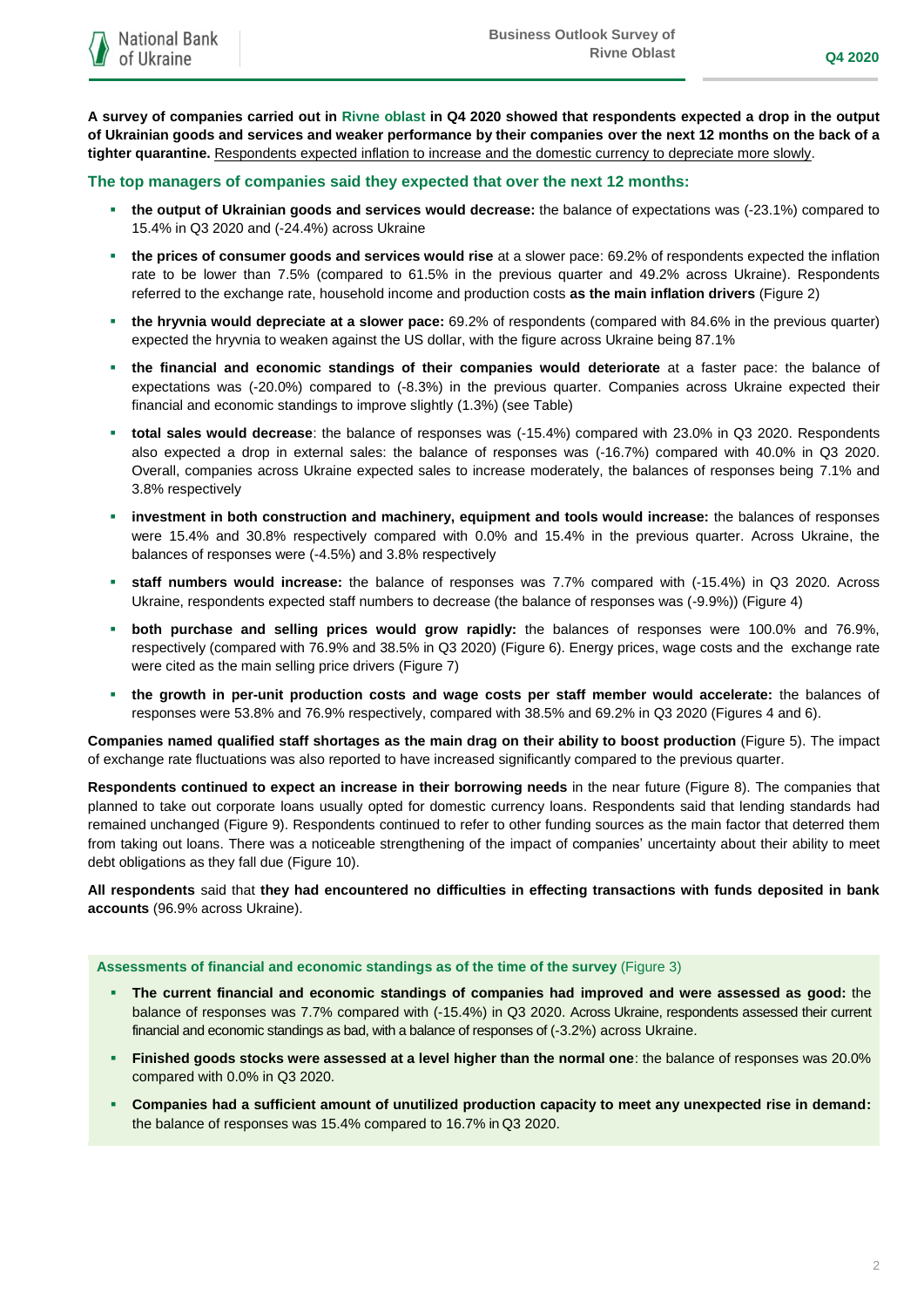**A survey of companies carried out in Rivne oblast in Q4 2020 showed that respondents expected a drop in the output of Ukrainian goods and services and weaker performance by their companies over the next 12 months on the back of a tighter quarantine.** Respondents expected inflation to increase and the domestic currency to depreciate more slowly.

### The top managers of companies said they expected that over the next 12 months:

- **the output of Ukrainian goods and services would decrease:** the balance of expectations was (-23.1%) compared to 15.4% in Q3 2020 and (-24.4%) across Ukraine
- **the prices of consumer goods and services would rise** at a slower pace: 69.2% of respondents expected the inflation rate to be lower than 7.5% (compared to 61.5% in the previous quarter and 49.2% across Ukraine). Respondents referred to the exchange rate, household income and production costs **as the main inflation drivers** (Figure 2)
- **the hryvnia would depreciate at a slower pace:** 69.2% of respondents (compared with 84.6% in the previous quarter) expected the hryvnia to weaken against the US dollar, with the figure across Ukraine being 87.1%
- **the financial and economic standings of their companies would deteriorate** at a faster pace: the balance of expectations was (-20.0%) compared to (-8.3%) in the previous quarter. Companies across Ukraine expected their financial and economic standings to improve slightly (1.3%) (see Table)
- **total sales would decrease**: the balance of responses was (-15.4%) compared with 23.0% in Q3 2020. Respondents also expected a drop in external sales: the balance of responses was (-16.7%) compared with 40.0% in Q3 2020. Overall, companies across Ukraine expected sales to increase moderately, the balances of responses being 7.1% and 3.8% respectively
- **investment in both construction and machinery, equipment and tools would increase:** the balances of responses were 15.4% and 30.8% respectively compared with 0.0% and 15.4% in the previous quarter. Across Ukraine, the balances of responses were (-4.5%) and 3.8% respectively
- **staff numbers would increase:** the balance of responses was 7.7% compared with (-15.4%) in Q3 2020. Across Ukraine, respondents expected staff numbers to decrease (the balance of responses was (-9.9%)) (Figure 4)
- **both purchase and selling prices would grow rapidly:** the balances of responses were 100.0% and 76.9%, respectively (compared with 76.9% and 38.5% in Q3 2020) (Figure 6). Energy prices, wage costs and the exchange rate were cited as the main selling price drivers (Figure 7)
- **the growth in per-unit production costs and wage costs per staff member would accelerate:** the balances of responses were 53.8% and 76.9% respectively, compared with 38.5% and 69.2% in Q3 2020 (Figures 4 and 6).

**Companies named qualified staff shortages as the main drag on their ability to boost production** (Figure 5). The impact of exchange rate fluctuations was also reported to have increased significantly compared to the previous quarter.

**Respondents continued to expect an increase in their borrowing needs** in the near future (Figure 8). The companies that planned to take out corporate loans usually opted for domestic currency loans. Respondents said that lending standards had remained unchanged (Figure 9). Respondents continued to refer to other funding sources as the main factor that deterred them from taking out loans. There was a noticeable strengthening of the impact of companies' uncertainty about their ability to meet debt obligations as they fall due (Figure 10).

**All respondents** said that **they had encountered no difficulties in effecting transactions with funds deposited in bank accounts** (96.9% across Ukraine).

### Assessments of financial and economic standings as of the time of the survey (Figure 3)

- **The current financial and economic standings of companies had improved and were assessed as good:** the balance of responses was 7.7% compared with (-15.4%) in Q3 2020. Across Ukraine, respondents assessed their current financial and economic standings as bad, with a balance of responses of (-3.2%) across Ukraine.
- **Finished goods stocks were assessed at a level higher than the normal one**: the balance of responses was 20.0% compared with 0.0% in Q3 2020.
- **Companies had a sufficient amount of unutilized production capacity to meet any unexpected rise in demand:** the balance of responses was 15.4% compared to 16.7% in Q3 2020.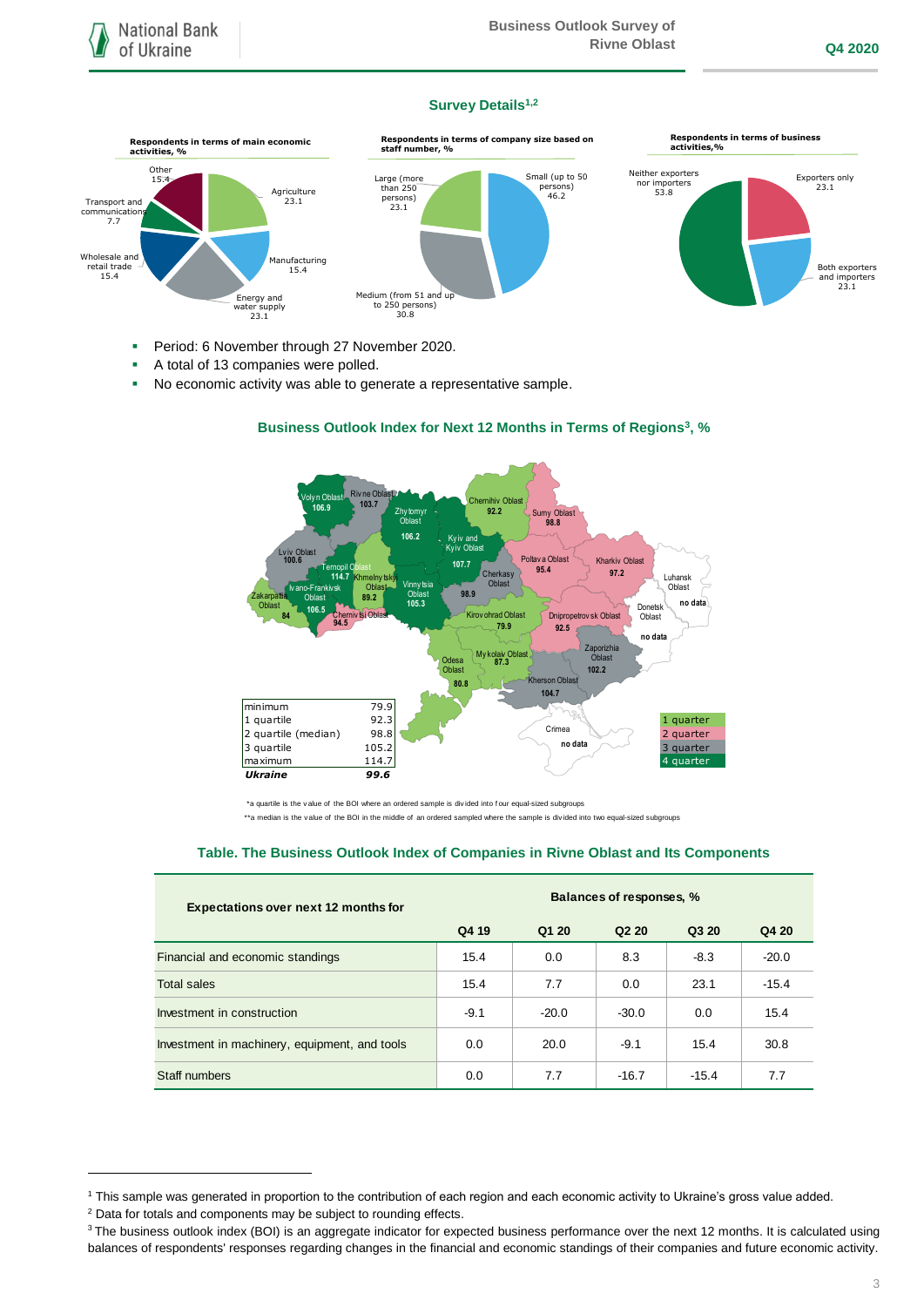## Survey Details[1,2]

**Respondents in terms of main economic activities, %**

- Agriculture 23.1
- Manufacturing 15.4
- Energy and water supply 23.1
- Wholesale and retail trade 15.4
- Transport and communications 7.7
- Other 15.4

**Respondents in terms of company size based on staff number, %**

- Small (up to 50 persons) 46.2
- Medium (from 51 and up to 250 persons) 30.8
- Large (more than 250 persons) 23.1

**Respondents in terms of business activities, %**

- Exporters only 23.1
- Both exporters and importers 23.1
- Neither exporters nor importers 53.8

- Period: 6 November through 27 November 2020.
- A total of 13 companies were polled.
- No economic activity was able to generate a representative sample.

## Business Outlook Index for Next 12 Months in Terms of Regions[3], %

| | |
|---|---|
| minimum | 79.9 |
| 1 quartile | 92.3 |
| 2 quartile (median) | 98.8 |
| 3 quartile | 105.2 |
| maximum | 114.7 |
| ***Ukraine*** | ***99.6*** |

Volyn Oblast 106.9; Rivne Oblast 103.7; Zhytomyr Oblast 106.2; Chernihiv Oblast 92.2; Sumy Oblast 98.8; Lviv Oblast 100.6; Kyiv and Kyiv Oblast 107.7; Ternopil Oblast 114.7; Khmelnytskyi Oblast 89.2; Ivano-Frankivsk Oblast 106.5; Zakarpattia Oblast 84; Chernivtsi Oblast 94.5; Vinnytsia Oblast 105.3; Cherkasy Oblast 98.9; Poltava Oblast 95.4; Kharkiv Oblast 97.2; Luhansk Oblast no data; Donetsk Oblast no data; Kirovohrad Oblast 79.9; Dnipropetrovsk Oblast 92.5; Zaporizhia Oblast 102.2; Mykolaiv Oblast 87.3; Odesa Oblast 80.8; Kherson Oblast 104.7; Crimea no data

Legend: 1 quarter; 2 quarter; 3 quarter; 4 quarter

*a quartile is the value of the BOI where an ordered sample is divided into four equal-sized subgroups

**a median is the value of the BOI in the middle of an ordered sampled where the sample is divided into two equal-sized subgroups

## Table. The Business Outlook Index of Companies in Rivne Oblast and Its Components

| Expectations over next 12 months for | Balances of responses, % | | | | |
|---|---|---|---|---|---|
| | Q4 19 | Q1 20 | Q2 20 | Q3 20 | Q4 20 |
| Financial and economic standings | 15.4 | 0.0 | 8.3 | -8.3 | -20.0 |
| Total sales | 15.4 | 7.7 | 0.0 | 23.1 | -15.4 |
| Investment in construction | -9.1 | -20.0 | -30.0 | 0.0 | 15.4 |
| Investment in machinery, equipment, and tools | 0.0 | 20.0 | -9.1 | 15.4 | 30.8 |
| Staff numbers | 0.0 | 7.7 | -16.7 | -15.4 | 7.7 |

---

[1] This sample was generated in proportion to the contribution of each region and each economic activity to Ukraine's gross value added.

[2] Data for totals and components may be subject to rounding effects.

[3] The business outlook index (BOI) is an aggregate indicator for expected business performance over the next 12 months. It is calculated using balances of respondents' responses regarding changes in the financial and economic standings of their companies and future economic activity.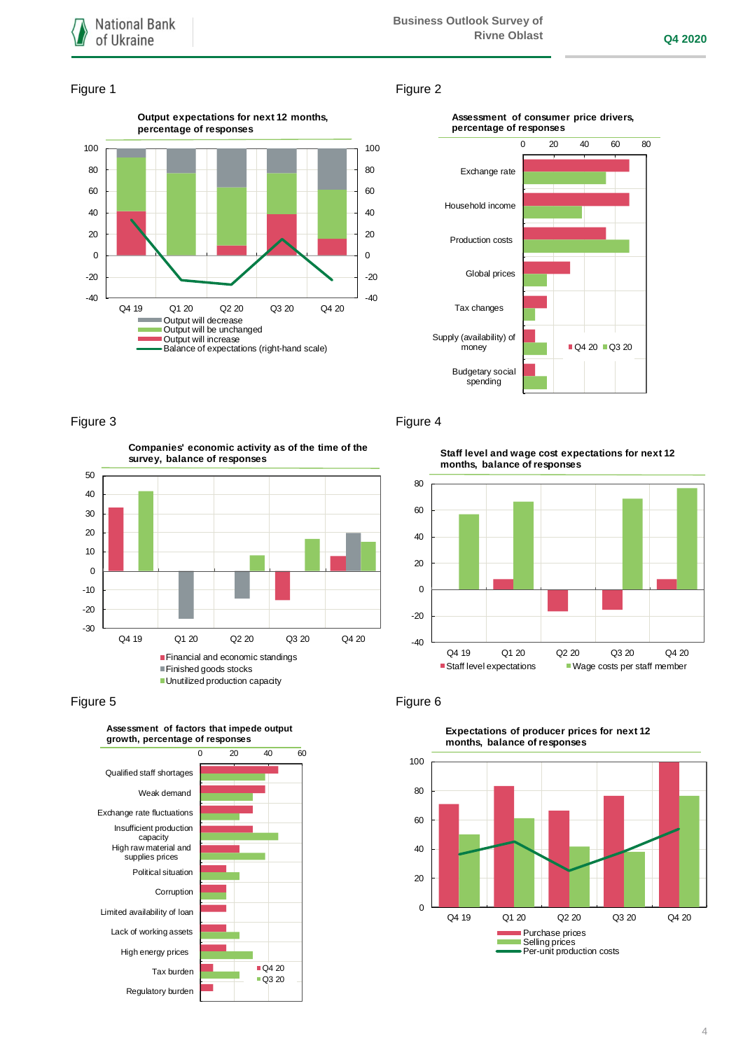Figure 1

**Output expectations for next 12 months, percentage of responses**

- Output will decrease
- Output will be unchanged
- Output will increase
- Balance of expectations (right-hand scale)

Figure 2

**Assessment of consumer price drivers, percentage of responses**

Exchange rate; Household income; Production costs; Global prices; Tax changes; Supply (availability) of money; Budgetary social spending

Q4 20 | Q3 20

Figure 3

**Companies' economic activity as of the time of the survey, balance of responses**

- Financial and economic standings
- Finished goods stocks
- Unutilized production capacity

Figure 4

**Staff level and wage cost expectations for next 12 months, balance of responses**

- Staff level expectations
- Wage costs per staff member

Figure 5

**Assessment of factors that impede output growth, percentage of responses**

Qualified staff shortages; Weak demand; Exchange rate fluctuations; Insufficient production capacity; High raw material and supplies prices; Political situation; Corruption; Limited availability of loan; Lack of working assets; High energy prices; Tax burden; Regulatory burden

Q4 20 | Q3 20

Figure 6

**Expectations of producer prices for next 12 months, balance of responses**

- Purchase prices
- Selling prices
- Per-unit production costs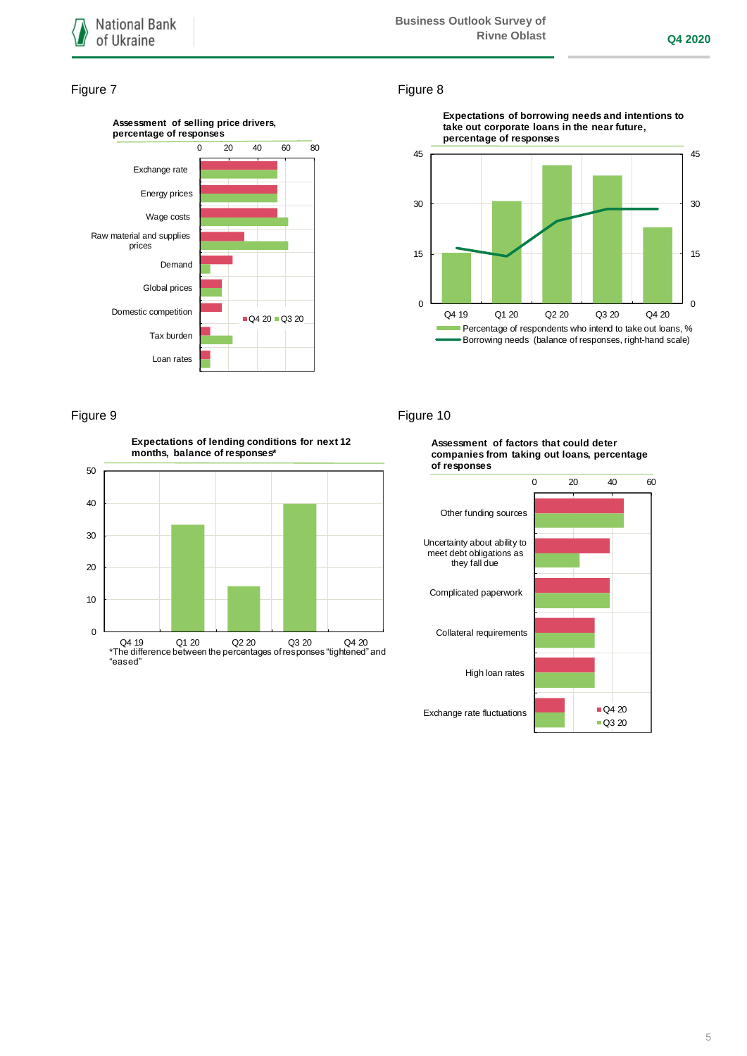Figure 7

**Assessment of selling price drivers, percentage of responses**

0 20 40 60 80

Exchange rate

Energy prices

Wage costs

Raw material and supplies prices

Demand

Global prices

Domestic competition

Tax burden

Loan rates

Q4 20 Q3 20

Figure 8

**Expectations of borrowing needs and intentions to take out corporate loans in the near future, percentage of responses**

45 30 15 0

Q4 19 Q1 20 Q2 20 Q3 20 Q4 20

Percentage of respondents who intend to take out loans, %

Borrowing needs (balance of responses, right-hand scale)

Figure 9

**Expectations of lending conditions for next 12 months, balance of responses***

50 40 30 20 10 0

Q4 19 Q1 20 Q2 20 Q3 20 Q4 20

*The difference between the percentages of responses "tightened" and "eased"

Figure 10

**Assessment of factors that could deter companies from taking out loans, percentage of responses**

0 20 40 60

Other funding sources

Uncertainty about ability to meet debt obligations as they fall due

Complicated paperwork

Collateral requirements

High loan rates

Exchange rate fluctuations

Q4 20

Q3 20